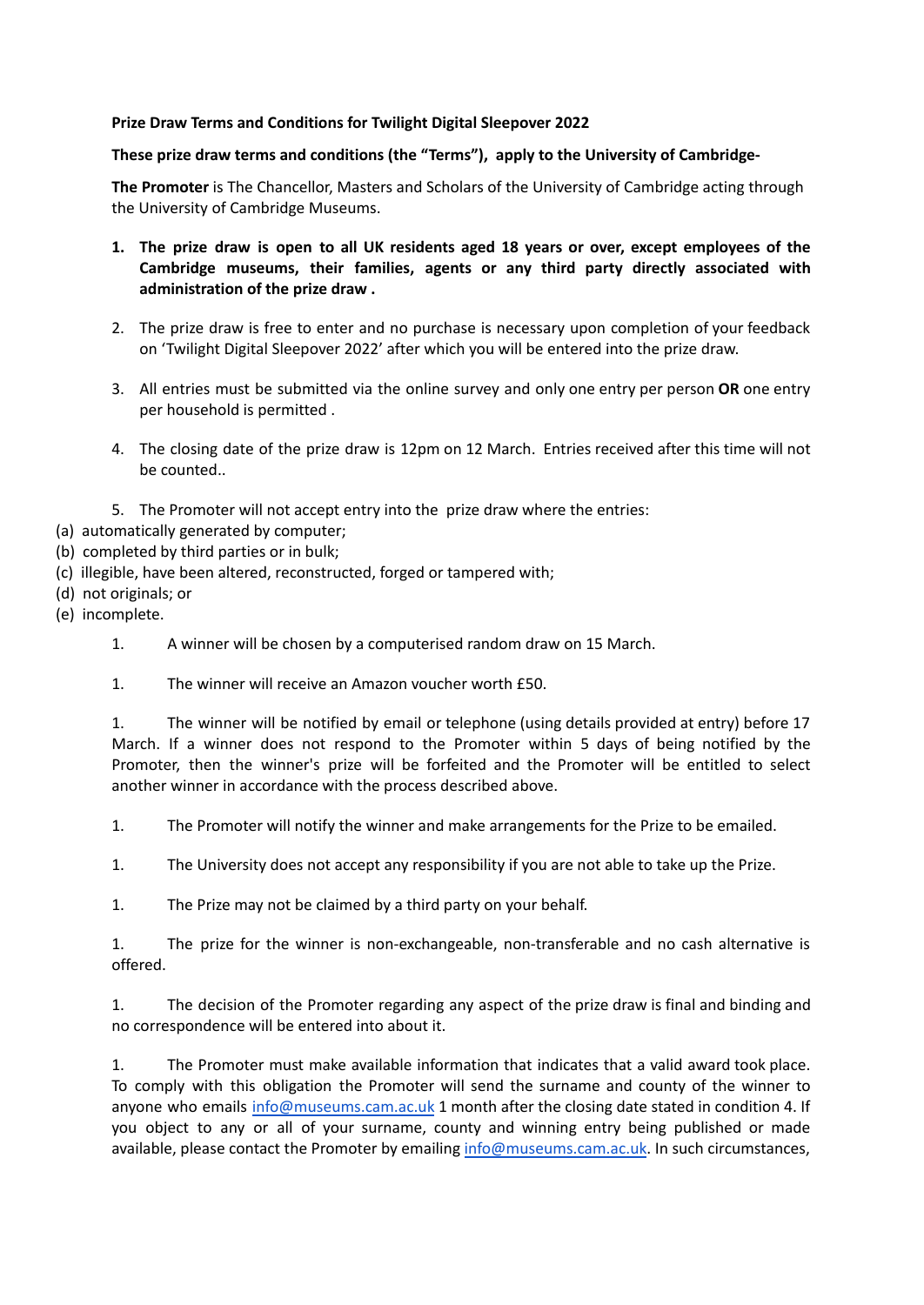**Prize Draw Terms and Conditions for Twilight Digital Sleepover 2022**

**These prize draw terms and conditions (the "Terms"), apply to the University of Cambridge-**

**The Promoter** is The Chancellor, Masters and Scholars of the University of Cambridge acting through the University of Cambridge Museums.

1. **The prize draw is open to all UK residents aged 18 years or over, except employees of the Cambridge museums, their families, agents or any third party directly associated with administration of the prize draw .**

2. The prize draw is free to enter and no purchase is necessary upon completion of your feedback on 'Twilight Digital Sleepover 2022' after which you will be entered into the prize draw.

3. All entries must be submitted via the online survey and only one entry per person **OR** one entry per household is permitted .

4. The closing date of the prize draw is 12pm on 12 March. Entries received after this time will not be counted..

5. The Promoter will not accept entry into the prize draw where the entries:

(a) automatically generated by computer;
(b) completed by third parties or in bulk;
(c) illegible, have been altered, reconstructed, forged or tampered with;
(d) not originals; or
(e) incomplete.

1. A winner will be chosen by a computerised random draw on 15 March.

1. The winner will receive an Amazon voucher worth £50.

1. The winner will be notified by email or telephone (using details provided at entry) before 17 March. If a winner does not respond to the Promoter within 5 days of being notified by the Promoter, then the winner's prize will be forfeited and the Promoter will be entitled to select another winner in accordance with the process described above.

1. The Promoter will notify the winner and make arrangements for the Prize to be emailed.

1. The University does not accept any responsibility if you are not able to take up the Prize.

1. The Prize may not be claimed by a third party on your behalf.

1. The prize for the winner is non-exchangeable, non-transferable and no cash alternative is offered.

1. The decision of the Promoter regarding any aspect of the prize draw is final and binding and no correspondence will be entered into about it.

1. The Promoter must make available information that indicates that a valid award took place. To comply with this obligation the Promoter will send the surname and county of the winner to anyone who emails info@museums.cam.ac.uk 1 month after the closing date stated in condition 4. If you object to any or all of your surname, county and winning entry being published or made available, please contact the Promoter by emailing info@museums.cam.ac.uk. In such circumstances,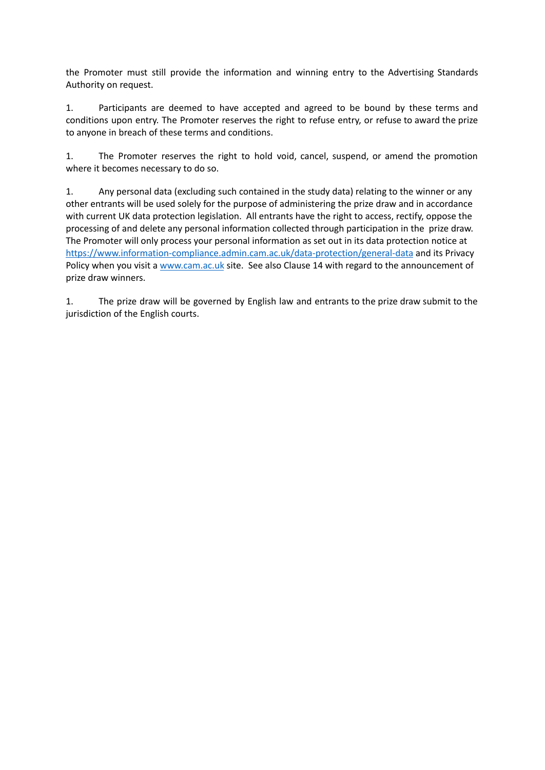the Promoter must still provide the information and winning entry to the Advertising Standards Authority on request.

1. Participants are deemed to have accepted and agreed to be bound by these terms and conditions upon entry. The Promoter reserves the right to refuse entry, or refuse to award the prize to anyone in breach of these terms and conditions.

1. The Promoter reserves the right to hold void, cancel, suspend, or amend the promotion where it becomes necessary to do so.

1. Any personal data (excluding such contained in the study data) relating to the winner or any other entrants will be used solely for the purpose of administering the prize draw and in accordance with current UK data protection legislation. All entrants have the right to access, rectify, oppose the processing of and delete any personal information collected through participation in the prize draw. The Promoter will only process your personal information as set out in its data protection notice at [https://www.information-compliance.admin.cam.ac.uk/data-protection/general-data](https://www.information-compliance.admin.cam.ac.uk/data-protection/general-data) and its Privacy Policy when you visit a [www.cam.ac.uk](http://www.cam.ac.uk) site. See also Clause 14 with regard to the announcement of prize draw winners.

1. The prize draw will be governed by English law and entrants to the prize draw submit to the jurisdiction of the English courts.